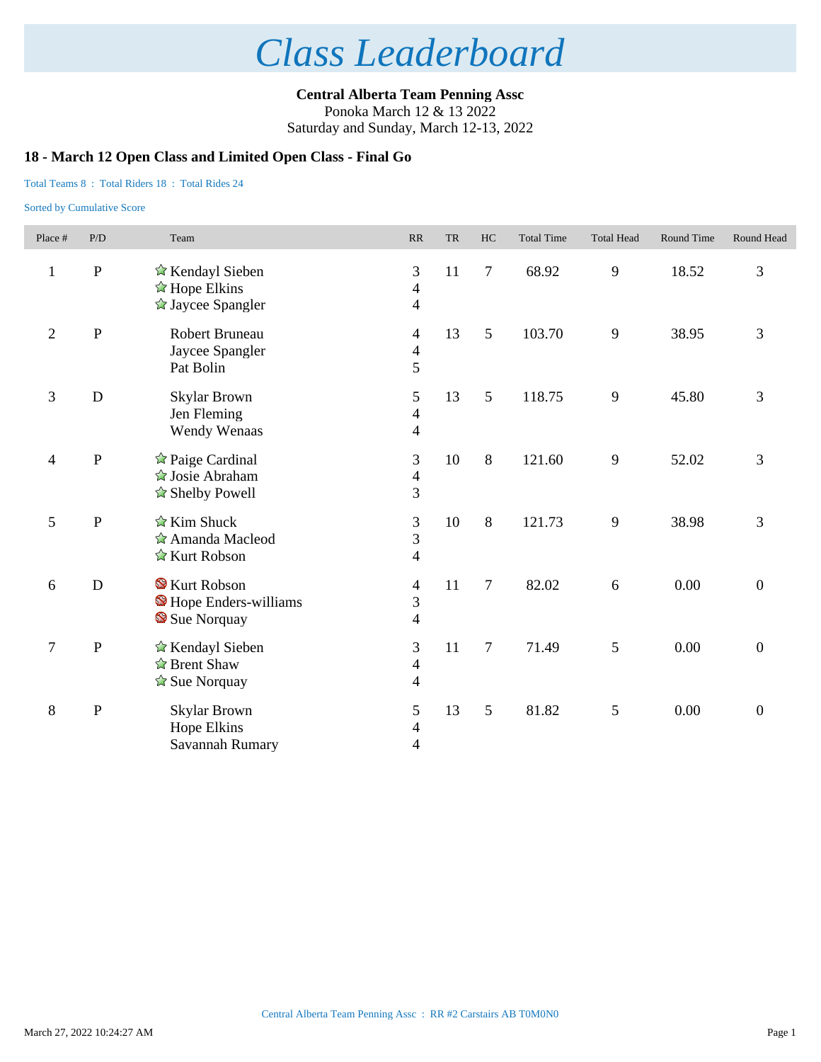# Class Leaderboard

**Central Alberta Team Penning Assc**
Ponoka March 12 & 13 2022
Saturday and Sunday, March 12-13, 2022

## 18 - March 12 Open Class and Limited Open Class - Final Go

Total Teams 8 : Total Riders 18 : Total Rides 24

Sorted by Cumulative Score

| Place # | P/D | Team | RR | TR | HC | Total Time | Total Head | Round Time | Round Head |
|---|---|---|---|---|---|---|---|---|---|
| 1 | P | ☆ Kendayl Sieben<br>☆ Hope Elkins<br>☆ Jaycee Spangler | 3<br>4<br>4 | 11 | 7 | 68.92 | 9 | 18.52 | 3 |
| 2 | P | Robert Bruneau<br>Jaycee Spangler<br>Pat Bolin | 4<br>4<br>5 | 13 | 5 | 103.70 | 9 | 38.95 | 3 |
| 3 | D | Skylar Brown<br>Jen Fleming<br>Wendy Wenaas | 5<br>4<br>4 | 13 | 5 | 118.75 | 9 | 45.80 | 3 |
| 4 | P | ☆ Paige Cardinal<br>☆ Josie Abraham<br>☆ Shelby Powell | 3<br>4<br>3 | 10 | 8 | 121.60 | 9 | 52.02 | 3 |
| 5 | P | ☆ Kim Shuck<br>☆ Amanda Macleod<br>☆ Kurt Robson | 3<br>3<br>4 | 10 | 8 | 121.73 | 9 | 38.98 | 3 |
| 6 | D | Kurt Robson<br>Hope Enders-williams<br>Sue Norquay | 4<br>3<br>4 | 11 | 7 | 82.02 | 6 | 0.00 | 0 |
| 7 | P | ☆ Kendayl Sieben<br>☆ Brent Shaw<br>☆ Sue Norquay | 3<br>4<br>4 | 11 | 7 | 71.49 | 5 | 0.00 | 0 |
| 8 | P | Skylar Brown<br>Hope Elkins<br>Savannah Rumary | 5<br>4<br>4 | 13 | 5 | 81.82 | 5 | 0.00 | 0 |

Central Alberta Team Penning Assc : RR #2 Carstairs AB T0M0N0

March 27, 2022 10:24:27 AM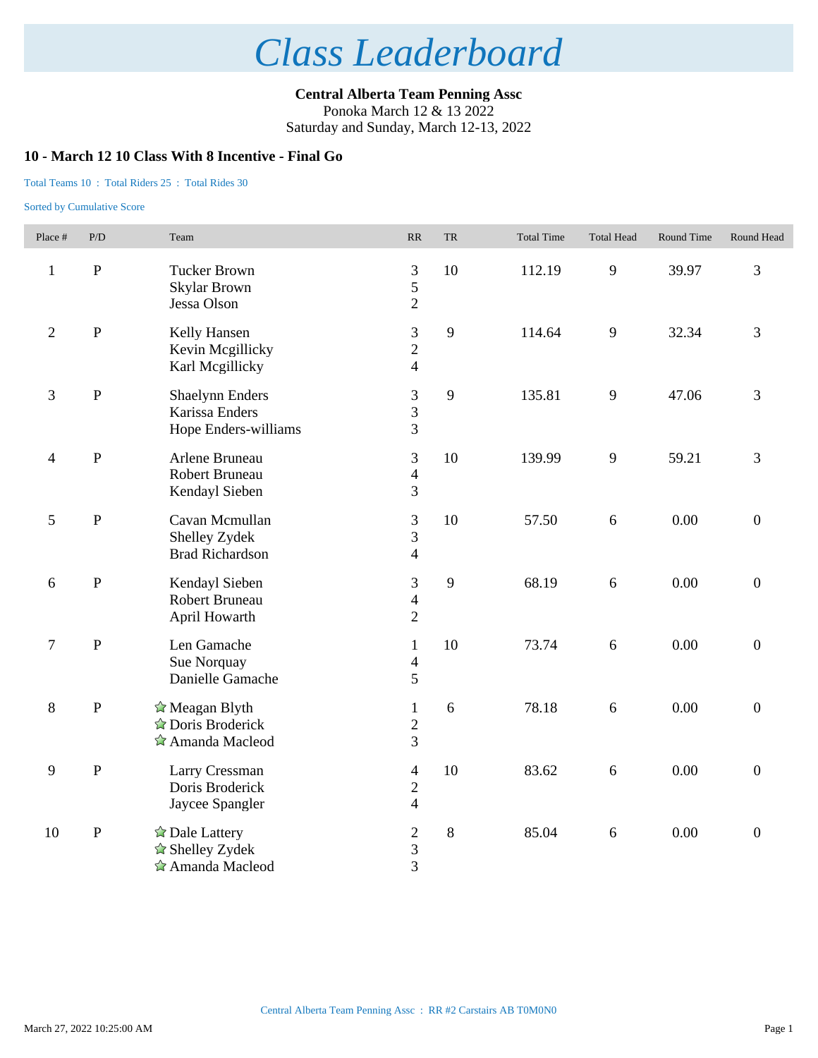# Class Leaderboard

**Central Alberta Team Penning Assc**
Ponoka March 12 & 13 2022
Saturday and Sunday, March 12-13, 2022

### 10 - March 12 10 Class With 8 Incentive - Final Go

Total Teams 10 : Total Riders 25 : Total Rides 30

Sorted by Cumulative Score

| Place # | P/D | Team | RR | TR | Total Time | Total Head | Round Time | Round Head |
|---|---|---|---|---|---|---|---|---|
| 1 | P | Tucker Brown<br>Skylar Brown<br>Jessa Olson | 3<br>5<br>2 | 10 | 112.19 | 9 | 39.97 | 3 |
| 2 | P | Kelly Hansen<br>Kevin Mcgillicky<br>Karl Mcgillicky | 3<br>2<br>4 | 9 | 114.64 | 9 | 32.34 | 3 |
| 3 | P | Shaelynn Enders<br>Karissa Enders<br>Hope Enders-williams | 3<br>3<br>3 | 9 | 135.81 | 9 | 47.06 | 3 |
| 4 | P | Arlene Bruneau<br>Robert Bruneau<br>Kendayl Sieben | 3<br>4<br>3 | 10 | 139.99 | 9 | 59.21 | 3 |
| 5 | P | Cavan Mcmullan<br>Shelley Zydek<br>Brad Richardson | 3<br>3<br>4 | 10 | 57.50 | 6 | 0.00 | 0 |
| 6 | P | Kendayl Sieben<br>Robert Bruneau<br>April Howarth | 3<br>4<br>2 | 9 | 68.19 | 6 | 0.00 | 0 |
| 7 | P | Len Gamache<br>Sue Norquay<br>Danielle Gamache | 1<br>4<br>5 | 10 | 73.74 | 6 | 0.00 | 0 |
| 8 | P | ☆ Meagan Blyth<br>☆ Doris Broderick<br>☆ Amanda Macleod | 1<br>2<br>3 | 6 | 78.18 | 6 | 0.00 | 0 |
| 9 | P | Larry Cressman<br>Doris Broderick<br>Jaycee Spangler | 4<br>2<br>4 | 10 | 83.62 | 6 | 0.00 | 0 |
| 10 | P | ☆ Dale Lattery<br>☆ Shelley Zydek<br>☆ Amanda Macleod | 2<br>3<br>3 | 8 | 85.04 | 6 | 0.00 | 0 |

Central Alberta Team Penning Assc : RR #2 Carstairs AB T0M0N0

March 27, 2022 10:25:00 AM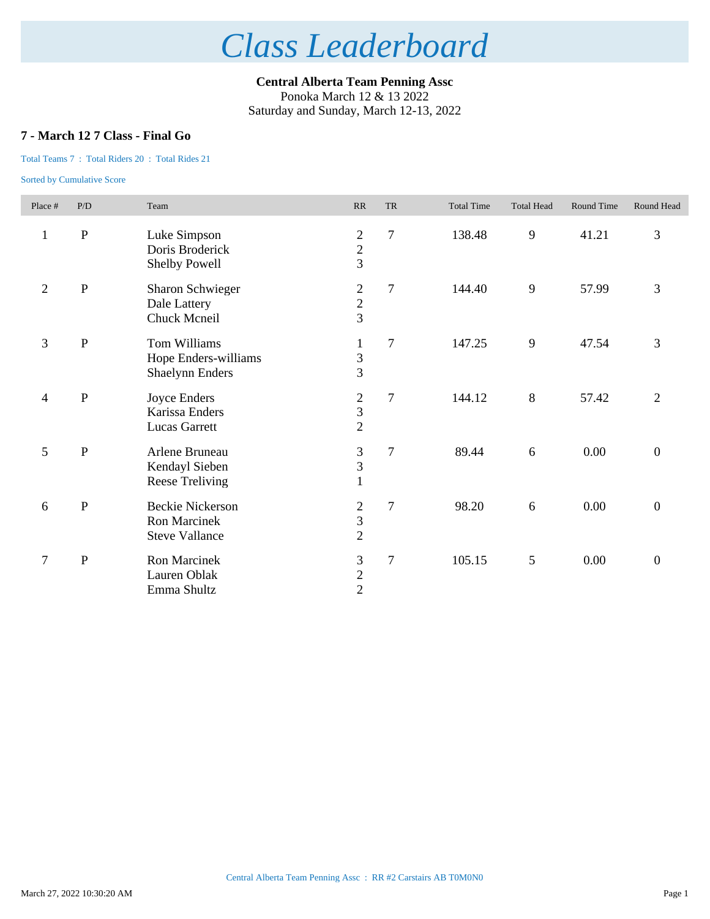# Class Leaderboard

**Central Alberta Team Penning Assc**
Ponoka March 12 & 13 2022
Saturday and Sunday, March 12-13, 2022

### 7 - March 12 7 Class - Final Go

Total Teams 7 : Total Riders 20 : Total Rides 21

Sorted by Cumulative Score

| Place # | P/D | Team | RR | TR | Total Time | Total Head | Round Time | Round Head |
|---|---|---|---|---|---|---|---|---|
| 1 | P | Luke Simpson<br>Doris Broderick<br>Shelby Powell | 2<br>2<br>3 | 7 | 138.48 | 9 | 41.21 | 3 |
| 2 | P | Sharon Schwieger<br>Dale Lattery<br>Chuck Mcneil | 2<br>2<br>3 | 7 | 144.40 | 9 | 57.99 | 3 |
| 3 | P | Tom Williams<br>Hope Enders-williams<br>Shaelynn Enders | 1<br>3<br>3 | 7 | 147.25 | 9 | 47.54 | 3 |
| 4 | P | Joyce Enders<br>Karissa Enders<br>Lucas Garrett | 2<br>3<br>2 | 7 | 144.12 | 8 | 57.42 | 2 |
| 5 | P | Arlene Bruneau<br>Kendayl Sieben<br>Reese Treliving | 3<br>3<br>1 | 7 | 89.44 | 6 | 0.00 | 0 |
| 6 | P | Beckie Nickerson<br>Ron Marcinek<br>Steve Vallance | 2<br>3<br>2 | 7 | 98.20 | 6 | 0.00 | 0 |
| 7 | P | Ron Marcinek<br>Lauren Oblak<br>Emma Shultz | 3<br>2<br>2 | 7 | 105.15 | 5 | 0.00 | 0 |

Central Alberta Team Penning Assc : RR #2 Carstairs AB T0M0N0

March 27, 2022 10:30:20 AM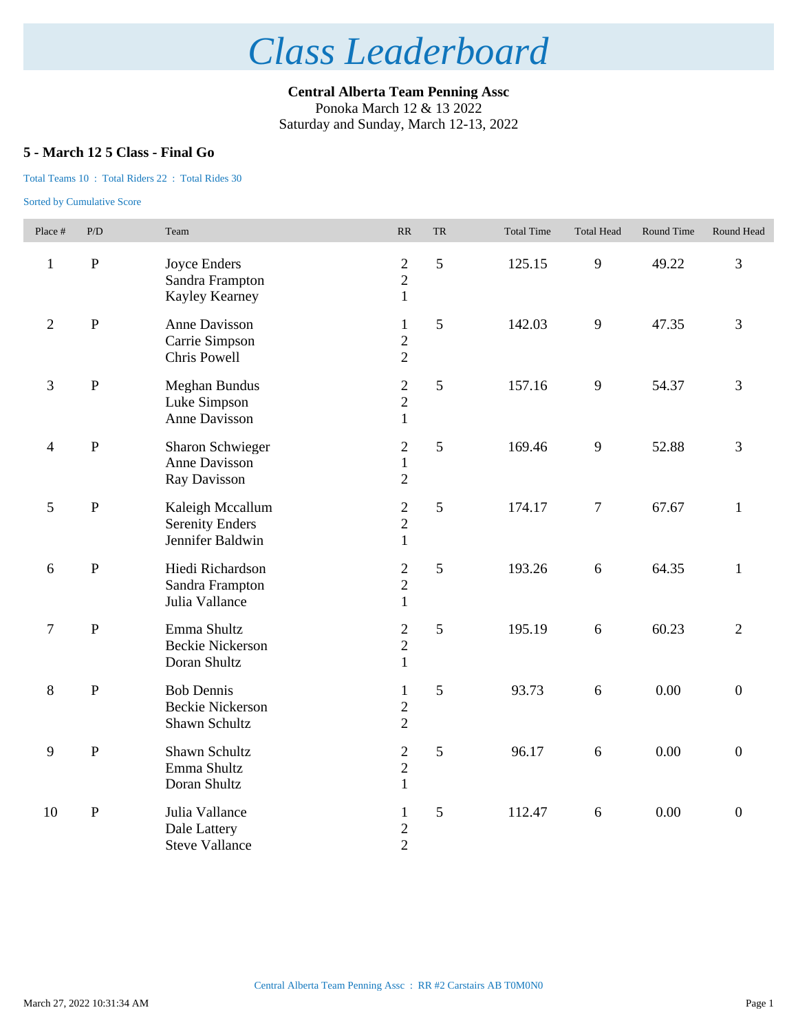# *Class Leaderboard*

**Central Alberta Team Penning Assc**
Ponoka March 12 & 13 2022
Saturday and Sunday, March 12-13, 2022

### 5 - March 12 5 Class - Final Go

Total Teams 10 : Total Riders 22 : Total Rides 30

Sorted by Cumulative Score

| Place # | P/D | Team | RR | TR | Total Time | Total Head | Round Time | Round Head |
|---|---|---|---|---|---|---|---|---|
| 1 | P | Joyce Enders<br>Sandra Frampton<br>Kayley Kearney | 2<br>2<br>1 | 5 | 125.15 | 9 | 49.22 | 3 |
| 2 | P | Anne Davisson<br>Carrie Simpson<br>Chris Powell | 1<br>2<br>2 | 5 | 142.03 | 9 | 47.35 | 3 |
| 3 | P | Meghan Bundus<br>Luke Simpson<br>Anne Davisson | 2<br>2<br>1 | 5 | 157.16 | 9 | 54.37 | 3 |
| 4 | P | Sharon Schwieger<br>Anne Davisson<br>Ray Davisson | 2<br>1<br>2 | 5 | 169.46 | 9 | 52.88 | 3 |
| 5 | P | Kaleigh Mccallum<br>Serenity Enders<br>Jennifer Baldwin | 2<br>2<br>1 | 5 | 174.17 | 7 | 67.67 | 1 |
| 6 | P | Hiedi Richardson<br>Sandra Frampton<br>Julia Vallance | 2<br>2<br>1 | 5 | 193.26 | 6 | 64.35 | 1 |
| 7 | P | Emma Shultz<br>Beckie Nickerson<br>Doran Shultz | 2<br>2<br>1 | 5 | 195.19 | 6 | 60.23 | 2 |
| 8 | P | Bob Dennis<br>Beckie Nickerson<br>Shawn Schultz | 1<br>2<br>2 | 5 | 93.73 | 6 | 0.00 | 0 |
| 9 | P | Shawn Schultz<br>Emma Shultz<br>Doran Shultz | 2<br>2<br>1 | 5 | 96.17 | 6 | 0.00 | 0 |
| 10 | P | Julia Vallance<br>Dale Lattery<br>Steve Vallance | 1<br>2<br>2 | 5 | 112.47 | 6 | 0.00 | 0 |

Central Alberta Team Penning Assc : RR #2 Carstairs AB T0M0N0

March 27, 2022 10:31:34 AM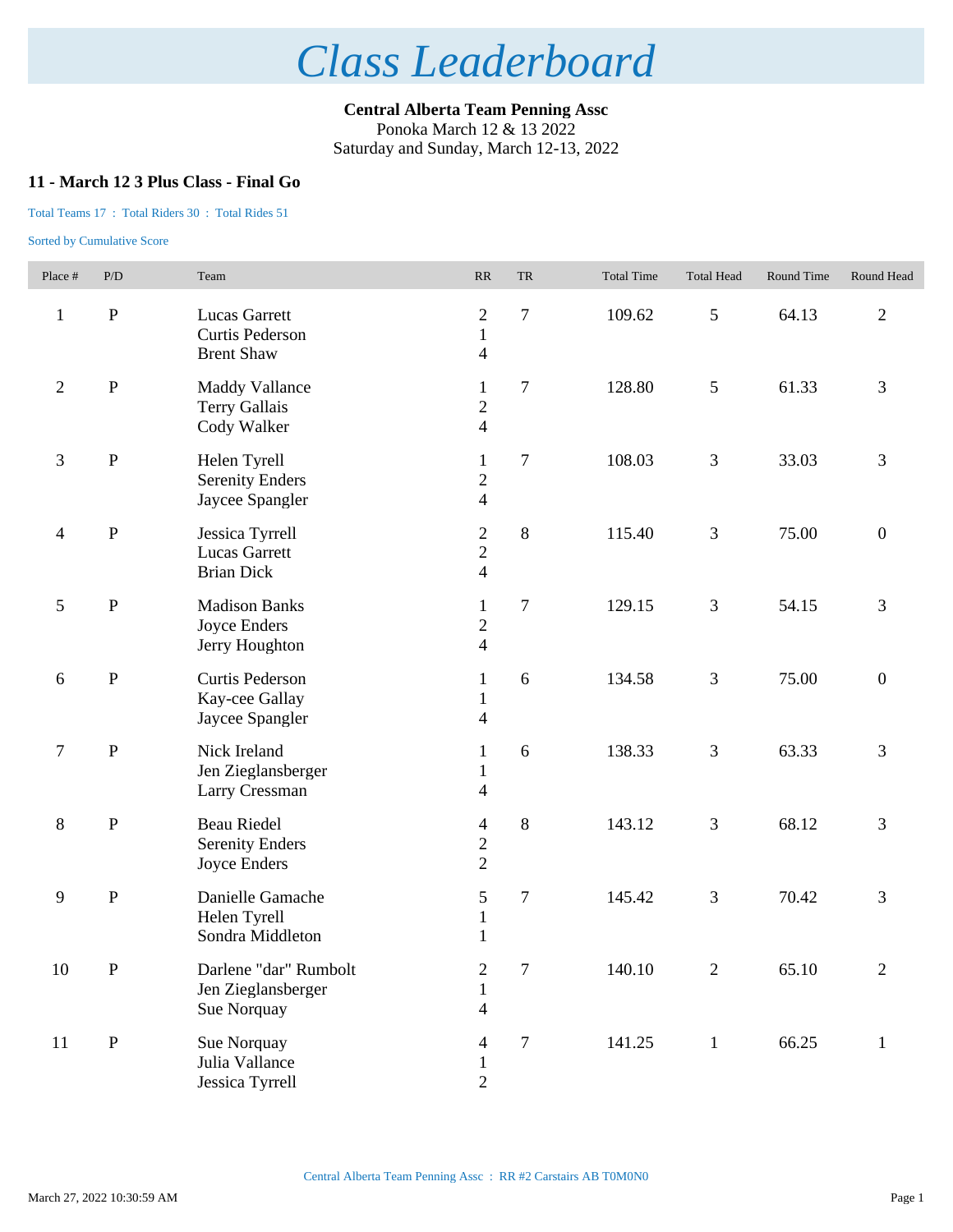# *Class Leaderboard*

**Central Alberta Team Penning Assc**
Ponoka March 12 & 13 2022
Saturday and Sunday, March 12-13, 2022

### 11 - March 12 3 Plus Class - Final Go

Total Teams 17 : Total Riders 30 : Total Rides 51

Sorted by Cumulative Score

| Place # | P/D | Team | RR | TR | Total Time | Total Head | Round Time | Round Head |
|---|---|---|---|---|---|---|---|---|
| 1 | P | Lucas Garrett<br>Curtis Pederson<br>Brent Shaw | 2<br>1<br>4 | 7 | 109.62 | 5 | 64.13 | 2 |
| 2 | P | Maddy Vallance<br>Terry Gallais<br>Cody Walker | 1<br>2<br>4 | 7 | 128.80 | 5 | 61.33 | 3 |
| 3 | P | Helen Tyrell<br>Serenity Enders<br>Jaycee Spangler | 1<br>2<br>4 | 7 | 108.03 | 3 | 33.03 | 3 |
| 4 | P | Jessica Tyrrell<br>Lucas Garrett<br>Brian Dick | 2<br>2<br>4 | 8 | 115.40 | 3 | 75.00 | 0 |
| 5 | P | Madison Banks<br>Joyce Enders<br>Jerry Houghton | 1<br>2<br>4 | 7 | 129.15 | 3 | 54.15 | 3 |
| 6 | P | Curtis Pederson<br>Kay-cee Gallay<br>Jaycee Spangler | 1<br>1<br>4 | 6 | 134.58 | 3 | 75.00 | 0 |
| 7 | P | Nick Ireland<br>Jen Zieglansberger<br>Larry Cressman | 1<br>1<br>4 | 6 | 138.33 | 3 | 63.33 | 3 |
| 8 | P | Beau Riedel<br>Serenity Enders<br>Joyce Enders | 4<br>2<br>2 | 8 | 143.12 | 3 | 68.12 | 3 |
| 9 | P | Danielle Gamache<br>Helen Tyrell<br>Sondra Middleton | 5<br>1<br>1 | 7 | 145.42 | 3 | 70.42 | 3 |
| 10 | P | Darlene "dar" Rumbolt<br>Jen Zieglansberger<br>Sue Norquay | 2<br>1<br>4 | 7 | 140.10 | 2 | 65.10 | 2 |
| 11 | P | Sue Norquay<br>Julia Vallance<br>Jessica Tyrrell | 4<br>1<br>2 | 7 | 141.25 | 1 | 66.25 | 1 |

Central Alberta Team Penning Assc : RR #2 Carstairs AB T0M0N0

March 27, 2022 10:30:59 AM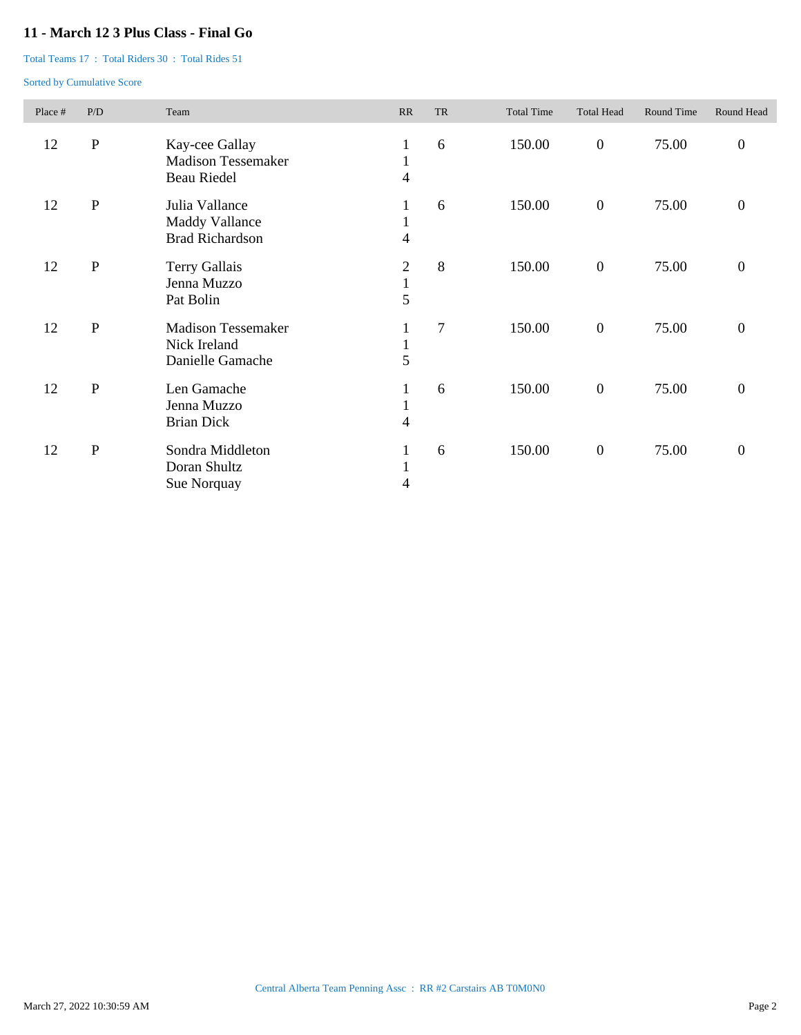## 11 - March 12 3 Plus Class - Final Go

Total Teams 17 : Total Riders 30 : Total Rides 51

Sorted by Cumulative Score

| Place # | P/D | Team | RR | TR | Total Time | Total Head | Round Time | Round Head |
|---|---|---|---|---|---|---|---|---|
| 12 | P | Kay-cee Gallay<br>Madison Tessemaker<br>Beau Riedel | 1<br>1<br>4 | 6 | 150.00 | 0 | 75.00 | 0 |
| 12 | P | Julia Vallance<br>Maddy Vallance<br>Brad Richardson | 1<br>1<br>4 | 6 | 150.00 | 0 | 75.00 | 0 |
| 12 | P | Terry Gallais<br>Jenna Muzzo<br>Pat Bolin | 2<br>1<br>5 | 8 | 150.00 | 0 | 75.00 | 0 |
| 12 | P | Madison Tessemaker<br>Nick Ireland<br>Danielle Gamache | 1<br>1<br>5 | 7 | 150.00 | 0 | 75.00 | 0 |
| 12 | P | Len Gamache<br>Jenna Muzzo<br>Brian Dick | 1<br>1<br>4 | 6 | 150.00 | 0 | 75.00 | 0 |
| 12 | P | Sondra Middleton<br>Doran Shultz<br>Sue Norquay | 1<br>1<br>4 | 6 | 150.00 | 0 | 75.00 | 0 |

Central Alberta Team Penning Assc : RR #2 Carstairs AB T0M0N0

March 27, 2022 10:30:59 AM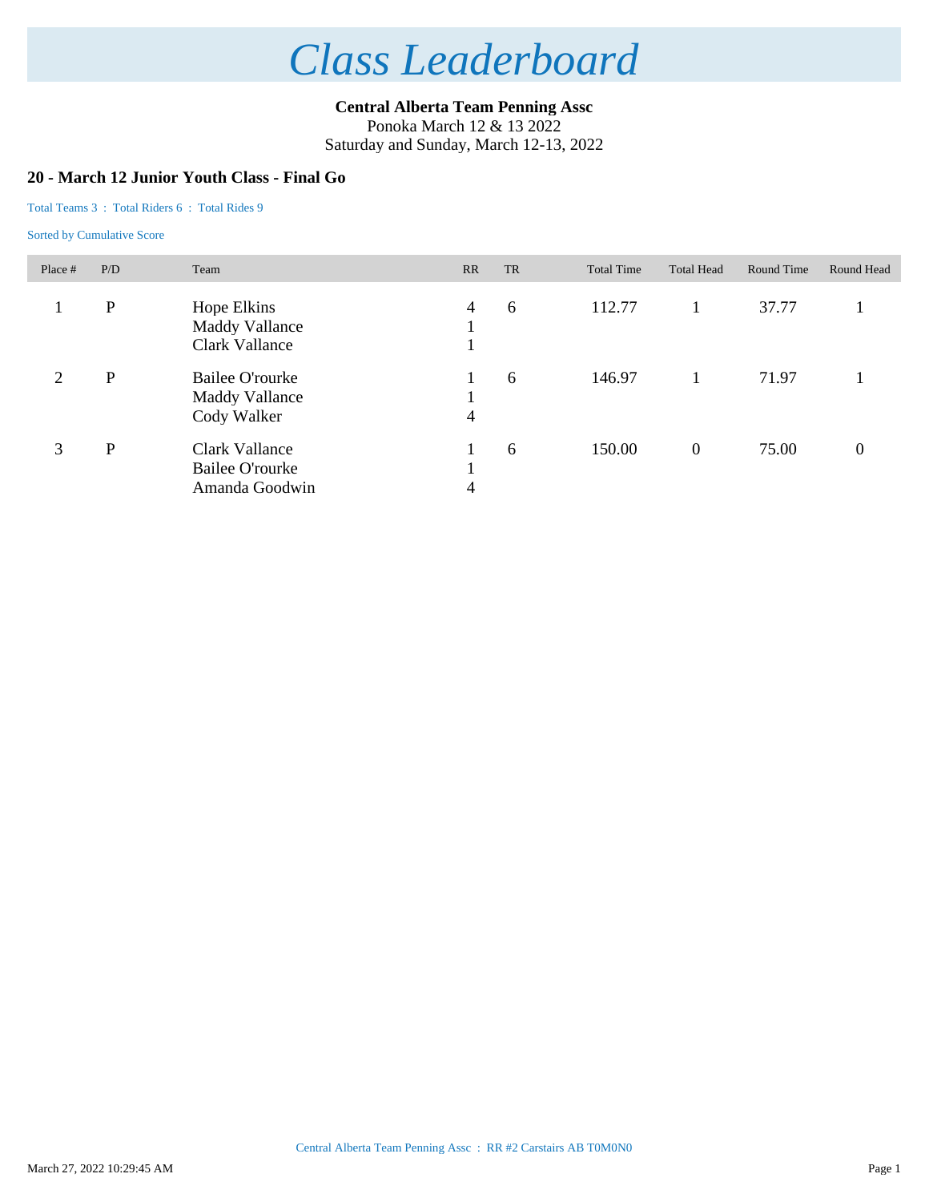# Class Leaderboard

**Central Alberta Team Penning Assc**
Ponoka March 12 & 13 2022
Saturday and Sunday, March 12-13, 2022

### 20 - March 12 Junior Youth Class - Final Go

Total Teams 3 : Total Riders 6 : Total Rides 9

Sorted by Cumulative Score

| Place # | P/D | Team | RR | TR | Total Time | Total Head | Round Time | Round Head |
|---|---|---|---|---|---|---|---|---|
| 1 | P | Hope Elkins<br>Maddy Vallance<br>Clark Vallance | 4<br>1<br>1 | 6 | 112.77 | 1 | 37.77 | 1 |
| 2 | P | Bailee O'rourke<br>Maddy Vallance<br>Cody Walker | 1<br>1<br>4 | 6 | 146.97 | 1 | 71.97 | 1 |
| 3 | P | Clark Vallance<br>Bailee O'rourke<br>Amanda Goodwin | 1<br>1<br>4 | 6 | 150.00 | 0 | 75.00 | 0 |

Central Alberta Team Penning Assc : RR #2 Carstairs AB T0M0N0

March 27, 2022 10:29:45 AM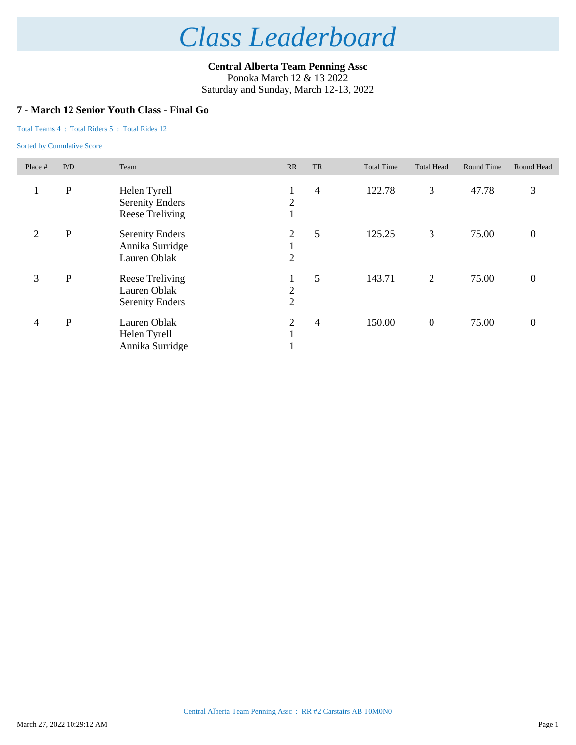# Class Leaderboard

**Central Alberta Team Penning Assc**
Ponoka March 12 & 13 2022
Saturday and Sunday, March 12-13, 2022

### 7 - March 12 Senior Youth Class - Final Go

Total Teams 4 : Total Riders 5 : Total Rides 12

Sorted by Cumulative Score

| Place # | P/D | Team | RR | TR | Total Time | Total Head | Round Time | Round Head |
|---|---|---|---|---|---|---|---|---|
| 1 | P | Helen Tyrell<br>Serenity Enders<br>Reese Treliving | 1<br>2<br>1 | 4 | 122.78 | 3 | 47.78 | 3 |
| 2 | P | Serenity Enders<br>Annika Surridge<br>Lauren Oblak | 2<br>1<br>2 | 5 | 125.25 | 3 | 75.00 | 0 |
| 3 | P | Reese Treliving<br>Lauren Oblak<br>Serenity Enders | 1<br>2<br>2 | 5 | 143.71 | 2 | 75.00 | 0 |
| 4 | P | Lauren Oblak<br>Helen Tyrell<br>Annika Surridge | 2<br>1<br>1 | 4 | 150.00 | 0 | 75.00 | 0 |

Central Alberta Team Penning Assc : RR #2 Carstairs AB T0M0N0

March 27, 2022 10:29:12 AM